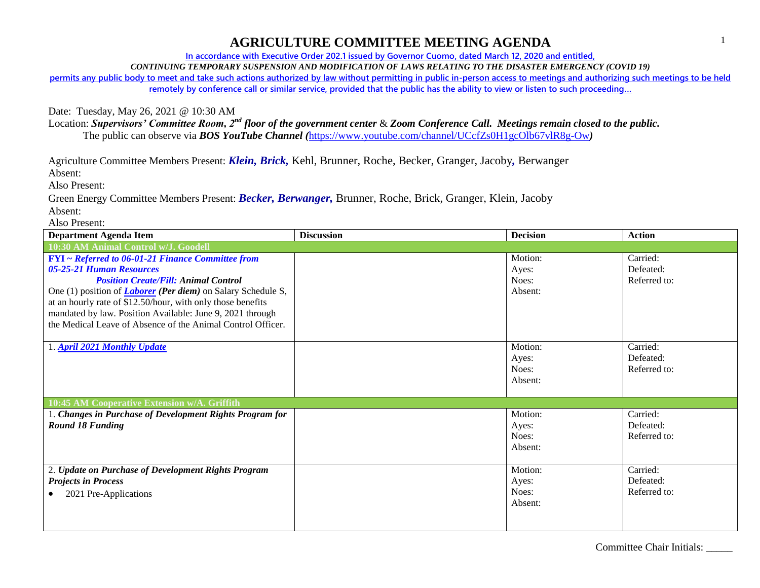# AGRICULTURE COMMITTEE MEETING AGENDA

In accordance with Executive Order 202.1 issued by Governor Cuomo, dated March 12, 2020 and entitled,

*CONTINUING TEMPORARY SUSPENSION AND MODIFICATION OF LAWS RELATING TO THE DISASTER EMERGENCY (COVID 19)*

permits any public body to meet and take such actions authorized by law without permitting in public in-person access to meetings and authorizing such meetings to be held remotely by conference call or similar service, provided that the public has the ability to view or listen to such proceeding…

Date: Tuesday, May 26, 2021 @ 10:30 AM

Location: ***Supervisors' Committee Room, 2nd floor of the government center*** & ***Zoom Conference Call. Meetings remain closed to the public.***
The public can observe via ***BOS YouTube Channel (***https://www.youtube.com/channel/UCcfZs0H1gcOlb67vlR8g-Ow***)***

Agriculture Committee Members Present: ***Klein, Brick,*** Kehl, Brunner, Roche, Becker, Granger, Jacoby**,** Berwanger
Absent:
Also Present:

Green Energy Committee Members Present: ***Becker, Berwanger,*** Brunner, Roche, Brick, Granger, Klein, Jacoby
Absent:
Also Present:

| Department Agenda Item | Discussion | Decision | Action |
|---|---|---|---|
| **10:30 AM Animal Control w/J. Goodell** | | | |
| ***FYI ~ Referred to 06-01-21 Finance Committee from 05-25-21 Human Resources*** ***Position Create/Fill: Animal Control*** One (1) position of ***Laborer*** ***(Per diem)*** on Salary Schedule S, at an hourly rate of $12.50/hour, with only those benefits mandated by law. Position Available: June 9, 2021 through the Medical Leave of Absence of the Animal Control Officer. | | Motion: Ayes: Noes: Absent: | Carried: Defeated: Referred to: |
| 1. ***April 2021 Monthly Update*** | | Motion: Ayes: Noes: Absent: | Carried: Defeated: Referred to: |
| **10:45 AM Cooperative Extension w/A. Griffith** | | | |
| 1. ***Changes in Purchase of Development Rights Program for Round 18 Funding*** | | Motion: Ayes: Noes: Absent: | Carried: Defeated: Referred to: |
| 2. ***Update on Purchase of Development Rights Program Projects in Process*** • 2021 Pre-Applications | | Motion: Ayes: Noes: Absent: | Carried: Defeated: Referred to: |

Committee Chair Initials: _____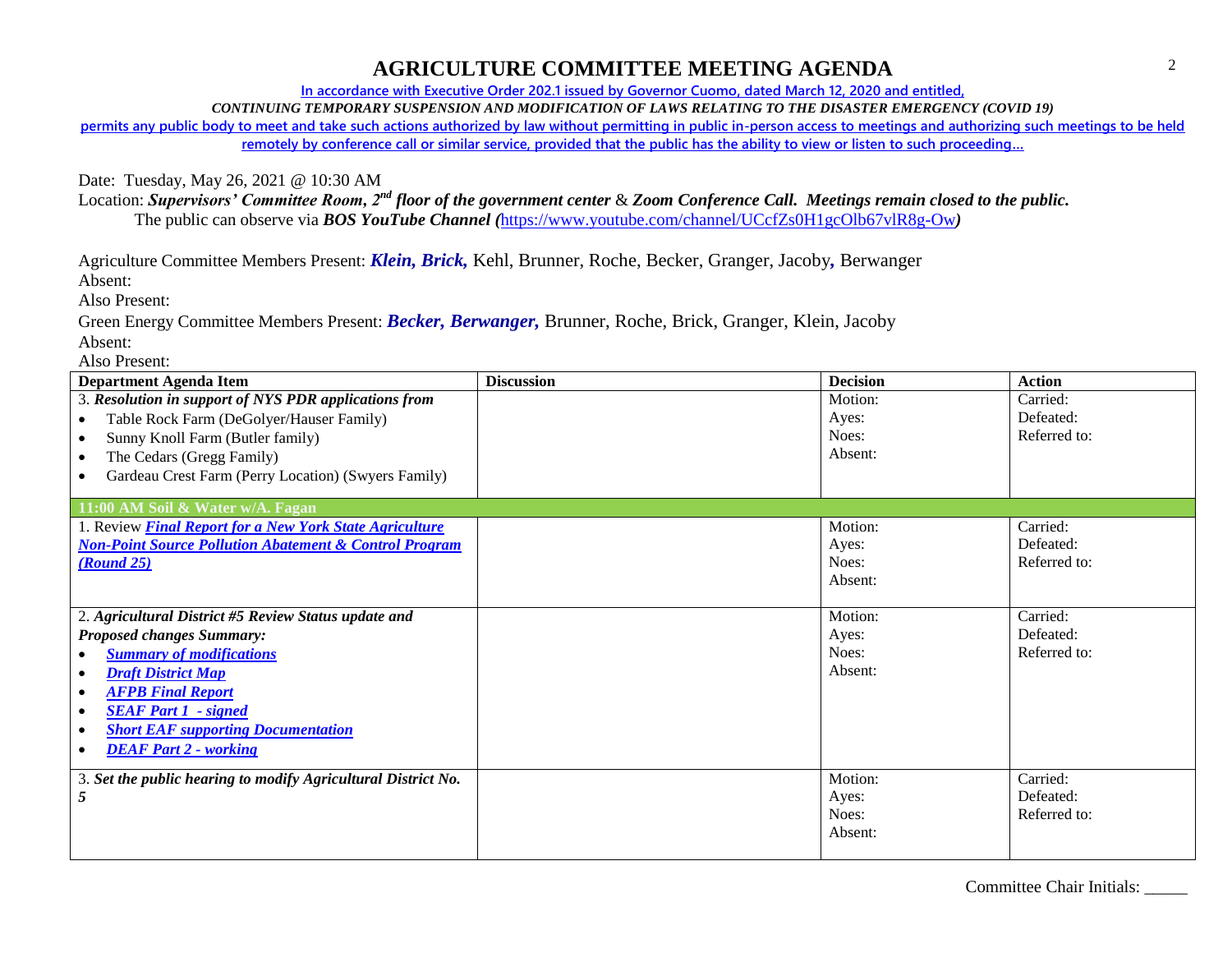# AGRICULTURE COMMITTEE MEETING AGENDA

**In accordance with Executive Order 202.1 issued by Governor Cuomo, dated March 12, 2020 and entitled,**

***CONTINUING TEMPORARY SUSPENSION AND MODIFICATION OF LAWS RELATING TO THE DISASTER EMERGENCY (COVID 19)***

**permits any public body to meet and take such actions authorized by law without permitting in public in-person access to meetings and authorizing such meetings to be held remotely by conference call or similar service, provided that the public has the ability to view or listen to such proceeding…**

Date: Tuesday, May 26, 2021 @ 10:30 AM

Location: ***Supervisors' Committee Room, 2nd floor of the government center*** & ***Zoom Conference Call. Meetings remain closed to the public.***

The public can observe via ***BOS YouTube Channel (***https://www.youtube.com/channel/UCcfZs0H1gcOlb67vlR8g-Ow***)***

Agriculture Committee Members Present: ***Klein, Brick,*** Kehl, Brunner, Roche, Becker, Granger, Jacoby**,** Berwanger

Absent:

Also Present:

Green Energy Committee Members Present: ***Becker, Berwanger,*** Brunner, Roche, Brick, Granger, Klein, Jacoby

Absent:

Also Present:

| Department Agenda Item | Discussion | Decision | Action |
|---|---|---|---|
| 3. ***Resolution in support of NYS PDR applications from***<br>• Table Rock Farm (DeGolyer/Hauser Family)<br>• Sunny Knoll Farm (Butler family)<br>• The Cedars (Gregg Family)<br>• Gardeau Crest Farm (Perry Location) (Swyers Family) | | Motion:<br>Ayes:<br>Noes:<br>Absent: | Carried:<br>Defeated:<br>Referred to: |
| **11:00 AM Soil & Water w/A. Fagan** | | | |
| 1. Review ***Final Report for a New York State Agriculture Non-Point Source Pollution Abatement & Control Program (Round 25)*** | | Motion:<br>Ayes:<br>Noes:<br>Absent: | Carried:<br>Defeated:<br>Referred to: |
| 2. ***Agricultural District #5 Review Status update and Proposed changes Summary:***<br>• ***Summary of modifications***<br>• ***Draft District Map***<br>• ***AFPB Final Report***<br>• ***SEAF Part 1 - signed***<br>• ***Short EAF supporting Documentation***<br>• ***DEAF Part 2 - working*** | | Motion:<br>Ayes:<br>Noes:<br>Absent: | Carried:<br>Defeated:<br>Referred to: |
| 3. ***Set the public hearing to modify Agricultural District No. 5*** | | Motion:<br>Ayes:<br>Noes:<br>Absent: | Carried:<br>Defeated:<br>Referred to: |

Committee Chair Initials: _____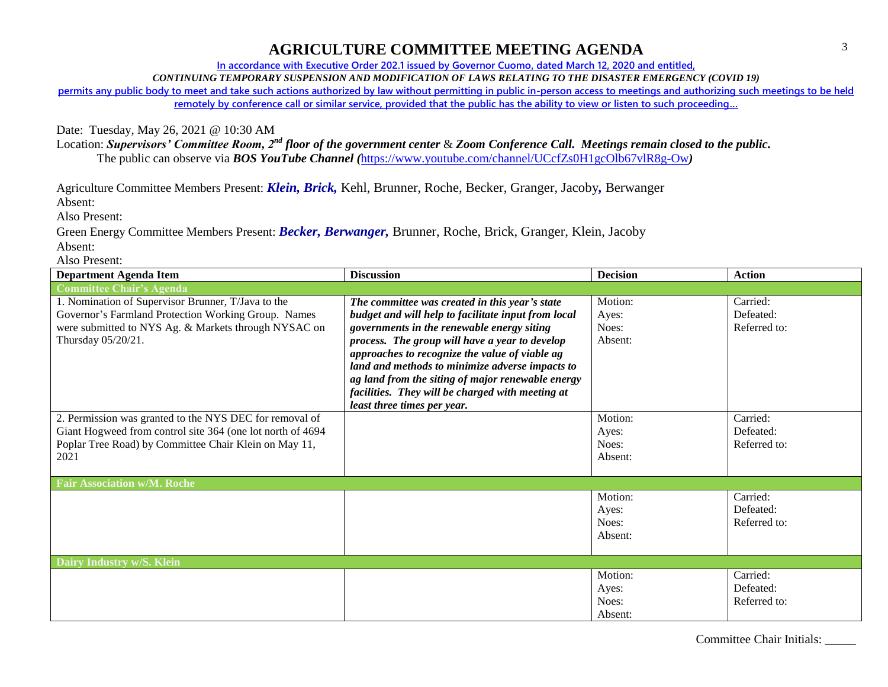# AGRICULTURE COMMITTEE MEETING AGENDA

**In accordance with Executive Order 202.1 issued by Governor Cuomo, dated March 12, 2020 and entitled,**

***CONTINUING TEMPORARY SUSPENSION AND MODIFICATION OF LAWS RELATING TO THE DISASTER EMERGENCY (COVID 19)***

**permits any public body to meet and take such actions authorized by law without permitting in public in-person access to meetings and authorizing such meetings to be held remotely by conference call or similar service, provided that the public has the ability to view or listen to such proceeding…**

Date: Tuesday, May 26, 2021 @ 10:30 AM

Location: ***Supervisors' Committee Room, 2nd floor of the government center*** & ***Zoom Conference Call. Meetings remain closed to the public.***
The public can observe via ***BOS YouTube Channel (***https://www.youtube.com/channel/UCcfZs0H1gcOlb67vlR8g-Ow***)***

Agriculture Committee Members Present: ***Klein, Brick,*** Kehl, Brunner, Roche, Becker, Granger, Jacoby***,*** Berwanger
Absent:
Also Present:

Green Energy Committee Members Present: ***Becker, Berwanger,*** Brunner, Roche, Brick, Granger, Klein, Jacoby
Absent:
Also Present:

| Department Agenda Item | Discussion | Decision | Action |
|---|---|---|---|
| **Committee Chair's Agenda** | | | |
| 1. Nomination of Supervisor Brunner, T/Java to the Governor's Farmland Protection Working Group. Names were submitted to NYS Ag. & Markets through NYSAC on Thursday 05/20/21. | ***The committee was created in this year's state budget and will help to facilitate input from local governments in the renewable energy siting process. The group will have a year to develop approaches to recognize the value of viable ag land and methods to minimize adverse impacts to ag land from the siting of major renewable energy facilities. They will be charged with meeting at least three times per year.*** | Motion:<br>Ayes:<br>Noes:<br>Absent: | Carried:<br>Defeated:<br>Referred to: |
| 2. Permission was granted to the NYS DEC for removal of Giant Hogweed from control site 364 (one lot north of 4694 Poplar Tree Road) by Committee Chair Klein on May 11, 2021 | | Motion:<br>Ayes:<br>Noes:<br>Absent: | Carried:<br>Defeated:<br>Referred to: |
| **Fair Association w/M. Roche** | | | |
| | | Motion:<br>Ayes:<br>Noes:<br>Absent: | Carried:<br>Defeated:<br>Referred to: |
| **Dairy Industry w/S. Klein** | | | |
| | | Motion:<br>Ayes:<br>Noes:<br>Absent: | Carried:<br>Defeated:<br>Referred to: |

Committee Chair Initials: _____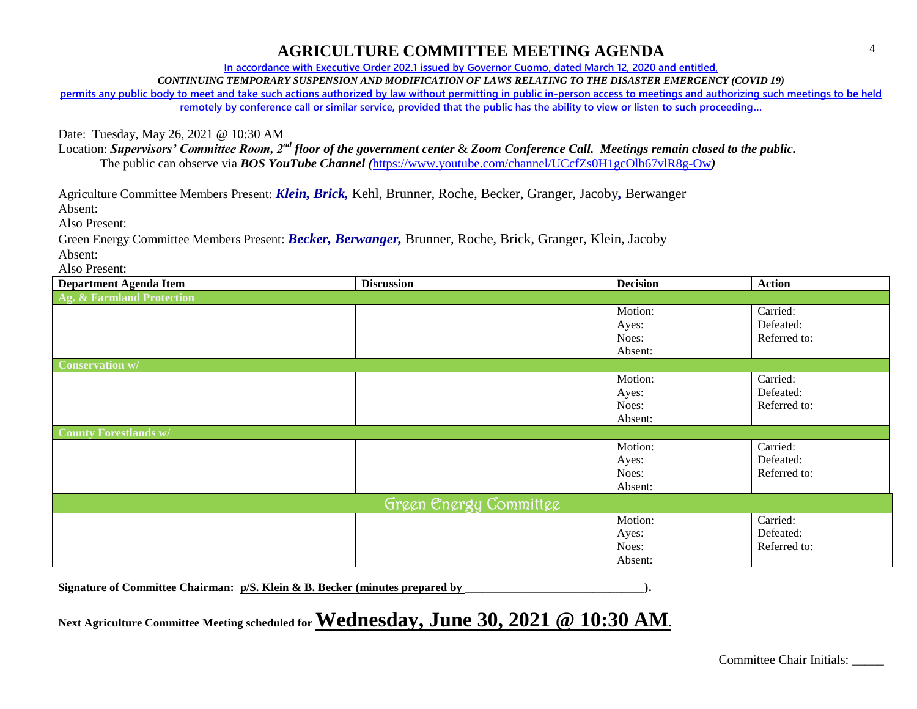# AGRICULTURE COMMITTEE MEETING AGENDA

In accordance with Executive Order 202.1 issued by Governor Cuomo, dated March 12, 2020 and entitled,

*CONTINUING TEMPORARY SUSPENSION AND MODIFICATION OF LAWS RELATING TO THE DISASTER EMERGENCY (COVID 19)*

permits any public body to meet and take such actions authorized by law without permitting in public in-person access to meetings and authorizing such meetings to be held remotely by conference call or similar service, provided that the public has the ability to view or listen to such proceeding…

Date: Tuesday, May 26, 2021 @ 10:30 AM

Location: ***Supervisors' Committee Room, 2nd floor of the government center*** & ***Zoom Conference Call. Meetings remain closed to the public.***
The public can observe via ***BOS YouTube Channel (***https://www.youtube.com/channel/UCcfZs0H1gcOlb67vlR8g-Ow***)***

Agriculture Committee Members Present: ***Klein, Brick,*** Kehl, Brunner, Roche, Becker, Granger, Jacoby, Berwanger
Absent:
Also Present:

Green Energy Committee Members Present: ***Becker, Berwanger,*** Brunner, Roche, Brick, Granger, Klein, Jacoby
Absent:
Also Present:

| Department Agenda Item | Discussion | Decision | Action |
|---|---|---|---|
| **Ag. & Farmland Protection** | | | |
| | | Motion:<br>Ayes:<br>Noes:<br>Absent: | Carried:<br>Defeated:<br>Referred to: |
| **Conservation w/** | | | |
| | | Motion:<br>Ayes:<br>Noes:<br>Absent: | Carried:<br>Defeated:<br>Referred to: |
| **County Forestlands w/** | | | |
| | | Motion:<br>Ayes:<br>Noes:<br>Absent: | Carried:<br>Defeated:<br>Referred to: |
| **Green Energy Committee** | | | |
| | | Motion:<br>Ayes:<br>Noes:<br>Absent: | Carried:<br>Defeated:<br>Referred to: |

**Signature of Committee Chairman: p/S. Klein & B. Becker (minutes prepared by ______________________________).**

**Next Agriculture Committee Meeting scheduled for Wednesday, June 30, 2021 @ 10:30 AM.**

Committee Chair Initials: _____